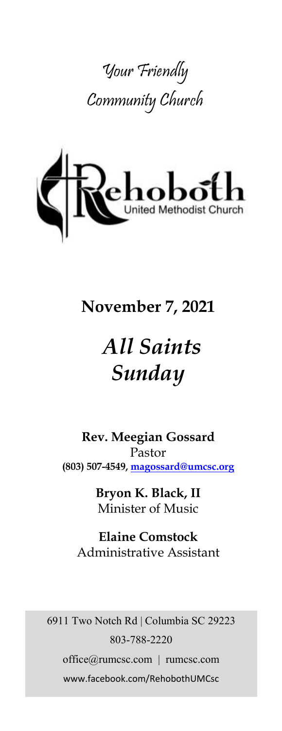Your Friendly
Community Church

Rehoboth
United Methodist Church

**November 7, 2021**

# *All Saints Sunday*

**Rev. Meegian Gossard**
Pastor
**(803) 507-4549, magossard@umcsc.org**

**Bryon K. Black, II**
Minister of Music

**Elaine Comstock**
Administrative Assistant

6911 Two Notch Rd | Columbia SC 29223
803-788-2220
office@rumcsc.com | rumcsc.com
www.facebook.com/RehobothUMCsc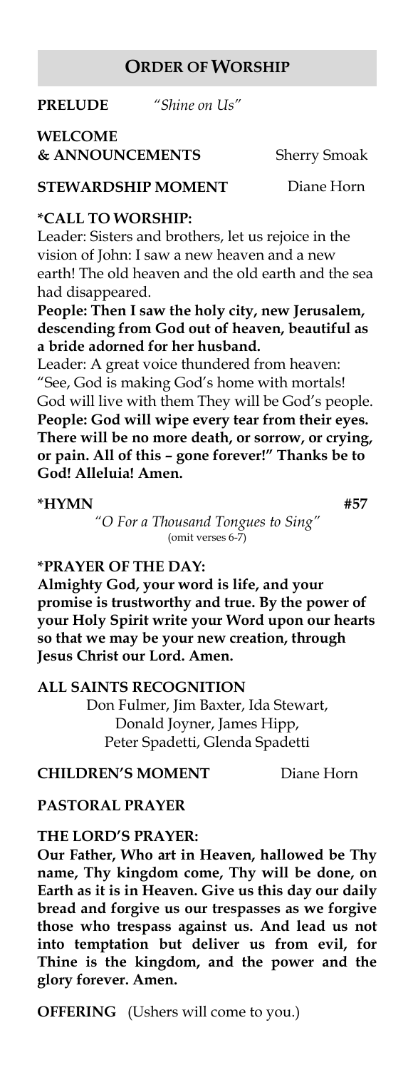## ORDER OF WORSHIP

**PRELUDE** *"Shine on Us"*

**WELCOME & ANNOUNCEMENTS** Sherry Smoak

**STEWARDSHIP MOMENT** Diane Horn

**\*CALL TO WORSHIP:**

Leader: Sisters and brothers, let us rejoice in the vision of John: I saw a new heaven and a new earth! The old heaven and the old earth and the sea had disappeared.

**People: Then I saw the holy city, new Jerusalem, descending from God out of heaven, beautiful as a bride adorned for her husband.**

Leader: A great voice thundered from heaven: "See, God is making God's home with mortals! God will live with them They will be God's people.

**People: God will wipe every tear from their eyes. There will be no more death, or sorrow, or crying, or pain. All of this – gone forever!" Thanks be to God! Alleluia! Amen.**

**\*HYMN** **#57**

*"O For a Thousand Tongues to Sing"*
(omit verses 6-7)

**\*PRAYER OF THE DAY:**

**Almighty God, your word is life, and your promise is trustworthy and true. By the power of your Holy Spirit write your Word upon our hearts so that we may be your new creation, through Jesus Christ our Lord. Amen.**

**ALL SAINTS RECOGNITION**

Don Fulmer, Jim Baxter, Ida Stewart,
Donald Joyner, James Hipp,
Peter Spadetti, Glenda Spadetti

**CHILDREN'S MOMENT** Diane Horn

**PASTORAL PRAYER**

**THE LORD'S PRAYER:**

**Our Father, Who art in Heaven, hallowed be Thy name, Thy kingdom come, Thy will be done, on Earth as it is in Heaven. Give us this day our daily bread and forgive us our trespasses as we forgive those who trespass against us. And lead us not into temptation but deliver us from evil, for Thine is the kingdom, and the power and the glory forever. Amen.**

**OFFERING** (Ushers will come to you.)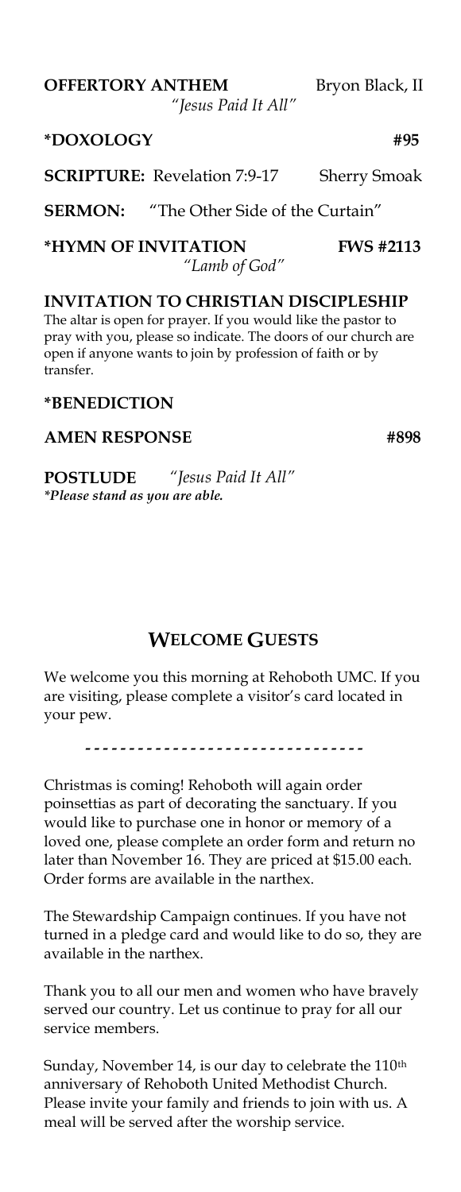**OFFERTORY ANTHEM** Bryon Black, II
*"Jesus Paid It All"*

**\*DOXOLOGY** **#95**

**SCRIPTURE:** Revelation 7:9-17 Sherry Smoak

**SERMON:** "The Other Side of the Curtain"

**\*HYMN OF INVITATION** **FWS #2113**
*"Lamb of God"*

**INVITATION TO CHRISTIAN DISCIPLESHIP**

The altar is open for prayer. If you would like the pastor to pray with you, please so indicate. The doors of our church are open if anyone wants to join by profession of faith or by transfer.

**\*BENEDICTION**

**AMEN RESPONSE** **#898**

**POSTLUDE** *"Jesus Paid It All"*

***Please stand as you are able.***

## WELCOME GUESTS

We welcome you this morning at Rehoboth UMC. If you are visiting, please complete a visitor's card located in your pew.

- - - - - - - - - - - - - - - - - - - - - - - - - - - - - - - -

Christmas is coming! Rehoboth will again order poinsettias as part of decorating the sanctuary. If you would like to purchase one in honor or memory of a loved one, please complete an order form and return no later than November 16. They are priced at $15.00 each. Order forms are available in the narthex.

The Stewardship Campaign continues. If you have not turned in a pledge card and would like to do so, they are available in the narthex.

Thank you to all our men and women who have bravely served our country. Let us continue to pray for all our service members.

Sunday, November 14, is our day to celebrate the 110th anniversary of Rehoboth United Methodist Church. Please invite your family and friends to join with us. A meal will be served after the worship service.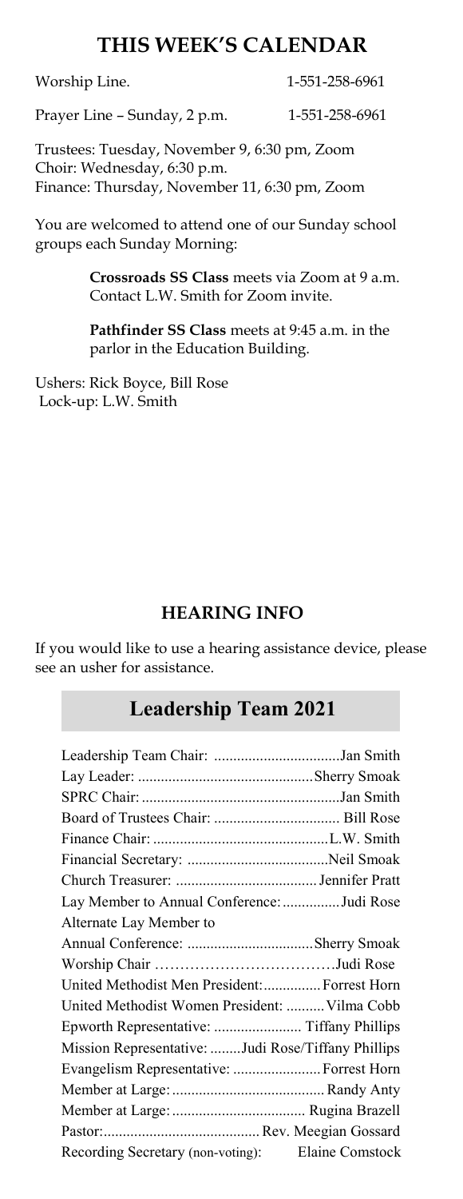## THIS WEEK'S CALENDAR

| | |
|---|---|
| Worship Line. | 1-551-258-6961 |
| Prayer Line – Sunday, 2 p.m. | 1-551-258-6961 |

Trustees: Tuesday, November 9, 6:30 pm, Zoom
Choir: Wednesday, 6:30 p.m.
Finance: Thursday, November 11, 6:30 pm, Zoom

You are welcomed to attend one of our Sunday school groups each Sunday Morning:

> **Crossroads SS Class** meets via Zoom at 9 a.m. Contact L.W. Smith for Zoom invite.
>
> **Pathfinder SS Class** meets at 9:45 a.m. in the parlor in the Education Building.

Ushers: Rick Boyce, Bill Rose
Lock-up: L.W. Smith

### HEARING INFO

If you would like to use a hearing assistance device, please see an usher for assistance.

## Leadership Team 2021

| | |
|---|---|
| Leadership Team Chair: | Jan Smith |
| Lay Leader: | Sherry Smoak |
| SPRC Chair: | Jan Smith |
| Board of Trustees Chair: | Bill Rose |
| Finance Chair: | L.W. Smith |
| Financial Secretary: | Neil Smoak |
| Church Treasurer: | Jennifer Pratt |
| Lay Member to Annual Conference: | Judi Rose |
| Alternate Lay Member to Annual Conference: | Sherry Smoak |
| Worship Chair | Judi Rose |
| United Methodist Men President: | Forrest Horn |
| United Methodist Women President: | Vilma Cobb |
| Epworth Representative: | Tiffany Phillips |
| Mission Representative: | Judi Rose/Tiffany Phillips |
| Evangelism Representative: | Forrest Horn |
| Member at Large: | Randy Anty |
| Member at Large: | Rugina Brazell |
| Pastor: | Rev. Meegian Gossard |
| Recording Secretary (non-voting): | Elaine Comstock |